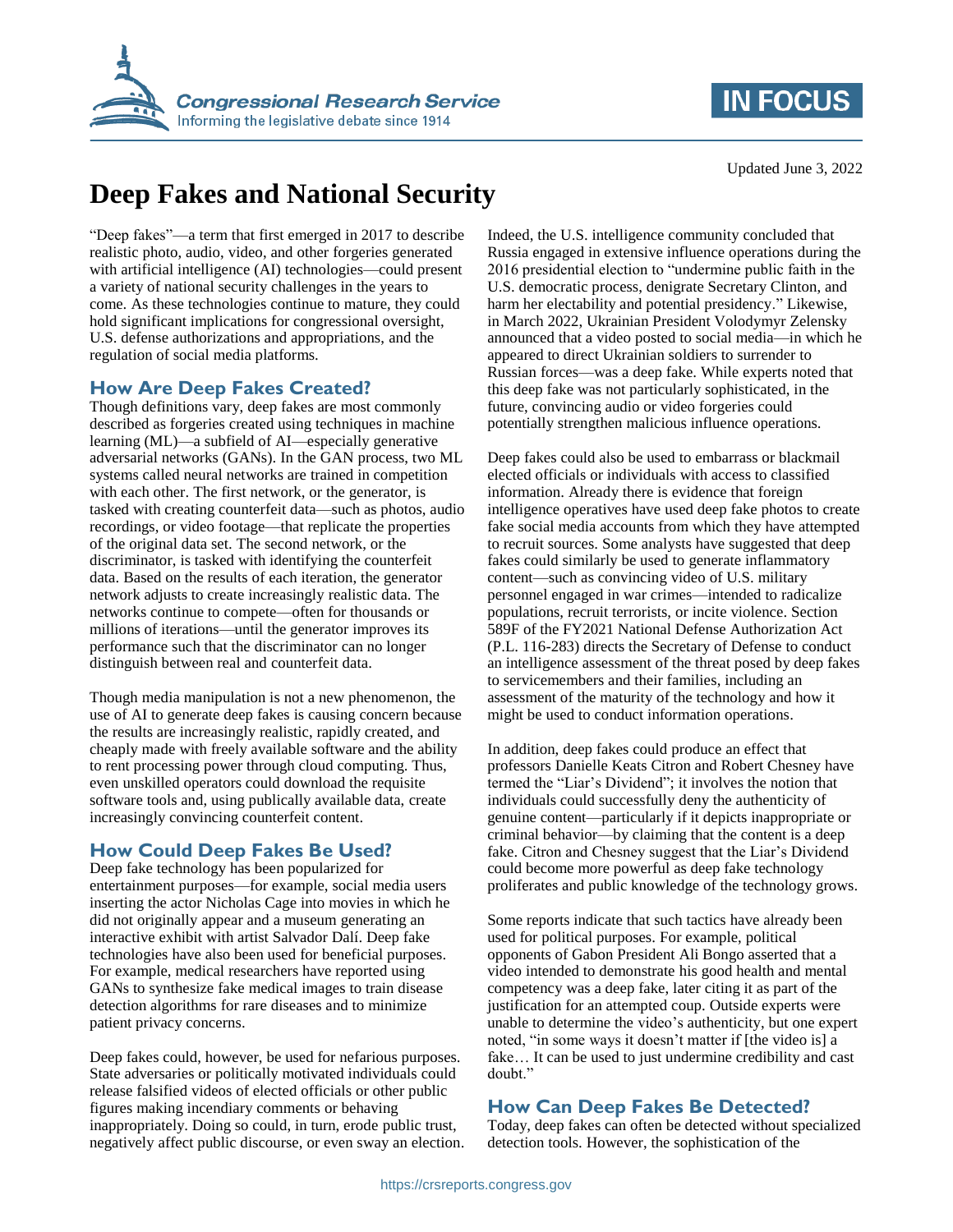Updated June 3, 2022

# Deep Fakes and National Security

"Deep fakes"—a term that first emerged in 2017 to describe realistic photo, audio, video, and other forgeries generated with artificial intelligence (AI) technologies—could present a variety of national security challenges in the years to come. As these technologies continue to mature, they could hold significant implications for congressional oversight, U.S. defense authorizations and appropriations, and the regulation of social media platforms.

## How Are Deep Fakes Created?

Though definitions vary, deep fakes are most commonly described as forgeries created using techniques in machine learning (ML)—a subfield of AI—especially generative adversarial networks (GANs). In the GAN process, two ML systems called neural networks are trained in competition with each other. The first network, or the generator, is tasked with creating counterfeit data—such as photos, audio recordings, or video footage—that replicate the properties of the original data set. The second network, or the discriminator, is tasked with identifying the counterfeit data. Based on the results of each iteration, the generator network adjusts to create increasingly realistic data. The networks continue to compete—often for thousands or millions of iterations—until the generator improves its performance such that the discriminator can no longer distinguish between real and counterfeit data.

Though media manipulation is not a new phenomenon, the use of AI to generate deep fakes is causing concern because the results are increasingly realistic, rapidly created, and cheaply made with freely available software and the ability to rent processing power through cloud computing. Thus, even unskilled operators could download the requisite software tools and, using publically available data, create increasingly convincing counterfeit content.

## How Could Deep Fakes Be Used?

Deep fake technology has been popularized for entertainment purposes—for example, social media users inserting the actor Nicholas Cage into movies in which he did not originally appear and a museum generating an interactive exhibit with artist Salvador Dalí. Deep fake technologies have also been used for beneficial purposes. For example, medical researchers have reported using GANs to synthesize fake medical images to train disease detection algorithms for rare diseases and to minimize patient privacy concerns.

Deep fakes could, however, be used for nefarious purposes. State adversaries or politically motivated individuals could release falsified videos of elected officials or other public figures making incendiary comments or behaving inappropriately. Doing so could, in turn, erode public trust, negatively affect public discourse, or even sway an election. Indeed, the U.S. intelligence community concluded that Russia engaged in extensive influence operations during the 2016 presidential election to "undermine public faith in the U.S. democratic process, denigrate Secretary Clinton, and harm her electability and potential presidency." Likewise, in March 2022, Ukrainian President Volodymyr Zelensky announced that a video posted to social media—in which he appeared to direct Ukrainian soldiers to surrender to Russian forces—was a deep fake. While experts noted that this deep fake was not particularly sophisticated, in the future, convincing audio or video forgeries could potentially strengthen malicious influence operations.

Deep fakes could also be used to embarrass or blackmail elected officials or individuals with access to classified information. Already there is evidence that foreign intelligence operatives have used deep fake photos to create fake social media accounts from which they have attempted to recruit sources. Some analysts have suggested that deep fakes could similarly be used to generate inflammatory content—such as convincing video of U.S. military personnel engaged in war crimes—intended to radicalize populations, recruit terrorists, or incite violence. Section 589F of the FY2021 National Defense Authorization Act (P.L. 116-283) directs the Secretary of Defense to conduct an intelligence assessment of the threat posed by deep fakes to servicemembers and their families, including an assessment of the maturity of the technology and how it might be used to conduct information operations.

In addition, deep fakes could produce an effect that professors Danielle Keats Citron and Robert Chesney have termed the "Liar's Dividend"; it involves the notion that individuals could successfully deny the authenticity of genuine content—particularly if it depicts inappropriate or criminal behavior—by claiming that the content is a deep fake. Citron and Chesney suggest that the Liar's Dividend could become more powerful as deep fake technology proliferates and public knowledge of the technology grows.

Some reports indicate that such tactics have already been used for political purposes. For example, political opponents of Gabon President Ali Bongo asserted that a video intended to demonstrate his good health and mental competency was a deep fake, later citing it as part of the justification for an attempted coup. Outside experts were unable to determine the video's authenticity, but one expert noted, "in some ways it doesn't matter if [the video is] a fake… It can be used to just undermine credibility and cast doubt."

## How Can Deep Fakes Be Detected?

Today, deep fakes can often be detected without specialized detection tools. However, the sophistication of the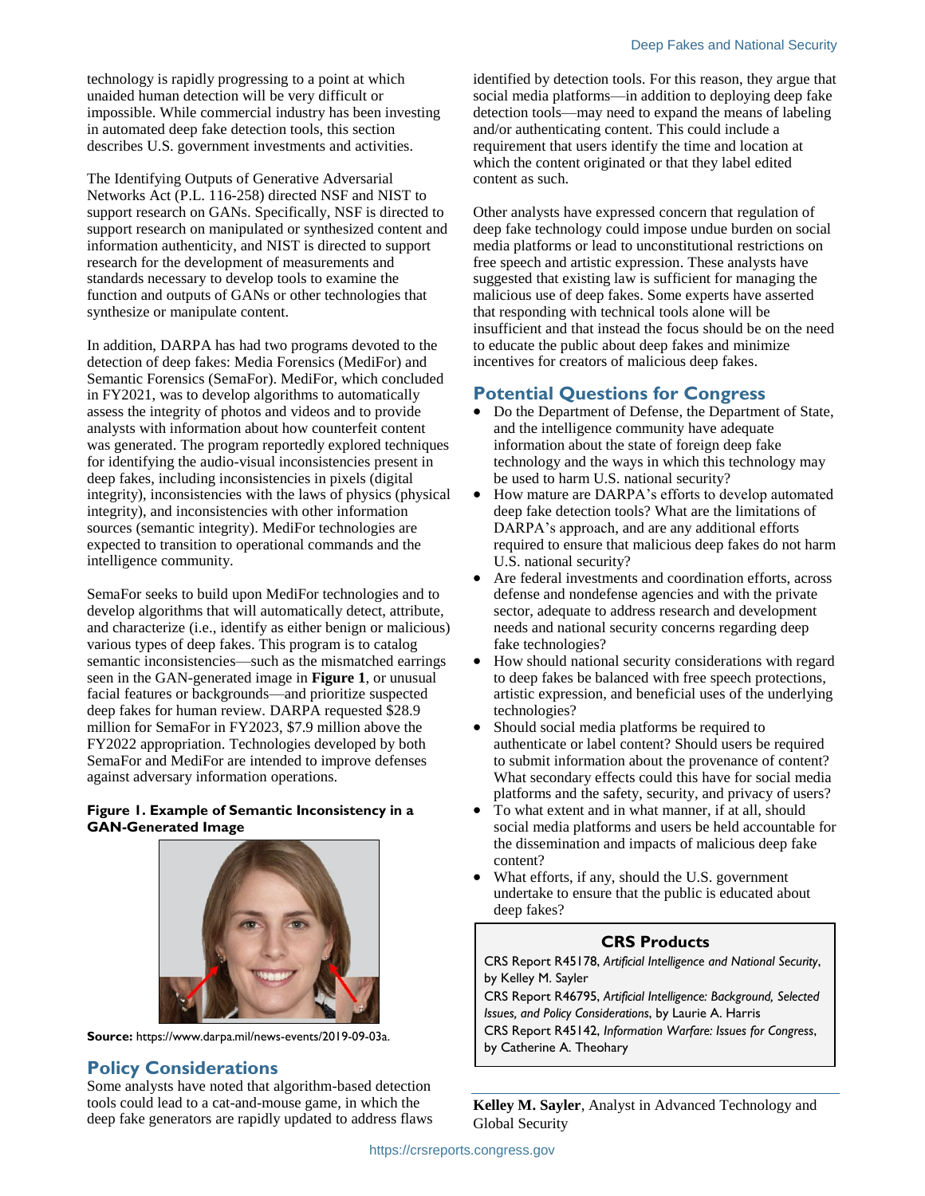technology is rapidly progressing to a point at which unaided human detection will be very difficult or impossible. While commercial industry has been investing in automated deep fake detection tools, this section describes U.S. government investments and activities.

The Identifying Outputs of Generative Adversarial Networks Act (P.L. 116-258) directed NSF and NIST to support research on GANs. Specifically, NSF is directed to support research on manipulated or synthesized content and information authenticity, and NIST is directed to support research for the development of measurements and standards necessary to develop tools to examine the function and outputs of GANs or other technologies that synthesize or manipulate content.

In addition, DARPA has had two programs devoted to the detection of deep fakes: Media Forensics (MediFor) and Semantic Forensics (SemaFor). MediFor, which concluded in FY2021, was to develop algorithms to automatically assess the integrity of photos and videos and to provide analysts with information about how counterfeit content was generated. The program reportedly explored techniques for identifying the audio-visual inconsistencies present in deep fakes, including inconsistencies in pixels (digital integrity), inconsistencies with the laws of physics (physical integrity), and inconsistencies with other information sources (semantic integrity). MediFor technologies are expected to transition to operational commands and the intelligence community.

SemaFor seeks to build upon MediFor technologies and to develop algorithms that will automatically detect, attribute, and characterize (i.e., identify as either benign or malicious) various types of deep fakes. This program is to catalog semantic inconsistencies—such as the mismatched earrings seen in the GAN-generated image in **Figure 1**, or unusual facial features or backgrounds—and prioritize suspected deep fakes for human review. DARPA requested $28.9 million for SemaFor in FY2023, $7.9 million above the FY2022 appropriation. Technologies developed by both SemaFor and MediFor are intended to improve defenses against adversary information operations.

**Figure 1. Example of Semantic Inconsistency in a GAN-Generated Image**

**Source:** https://www.darpa.mil/news-events/2019-09-03a.

## Policy Considerations

Some analysts have noted that algorithm-based detection tools could lead to a cat-and-mouse game, in which the deep fake generators are rapidly updated to address flaws identified by detection tools. For this reason, they argue that social media platforms—in addition to deploying deep fake detection tools—may need to expand the means of labeling and/or authenticating content. This could include a requirement that users identify the time and location at which the content originated or that they label edited content as such.

Other analysts have expressed concern that regulation of deep fake technology could impose undue burden on social media platforms or lead to unconstitutional restrictions on free speech and artistic expression. These analysts have suggested that existing law is sufficient for managing the malicious use of deep fakes. Some experts have asserted that responding with technical tools alone will be insufficient and that instead the focus should be on the need to educate the public about deep fakes and minimize incentives for creators of malicious deep fakes.

## Potential Questions for Congress

- Do the Department of Defense, the Department of State, and the intelligence community have adequate information about the state of foreign deep fake technology and the ways in which this technology may be used to harm U.S. national security?
- How mature are DARPA's efforts to develop automated deep fake detection tools? What are the limitations of DARPA's approach, and are any additional efforts required to ensure that malicious deep fakes do not harm U.S. national security?
- Are federal investments and coordination efforts, across defense and nondefense agencies and with the private sector, adequate to address research and development needs and national security concerns regarding deep fake technologies?
- How should national security considerations with regard to deep fakes be balanced with free speech protections, artistic expression, and beneficial uses of the underlying technologies?
- Should social media platforms be required to authenticate or label content? Should users be required to submit information about the provenance of content? What secondary effects could this have for social media platforms and the safety, security, and privacy of users?
- To what extent and in what manner, if at all, should social media platforms and users be held accountable for the dissemination and impacts of malicious deep fake content?
- What efforts, if any, should the U.S. government undertake to ensure that the public is educated about deep fakes?

### CRS Products

CRS Report R45178, *Artificial Intelligence and National Security*, by Kelley M. Sayler

CRS Report R46795, *Artificial Intelligence: Background, Selected Issues, and Policy Considerations*, by Laurie A. Harris

CRS Report R45142, *Information Warfare: Issues for Congress*, by Catherine A. Theohary

**Kelley M. Sayler**, Analyst in Advanced Technology and Global Security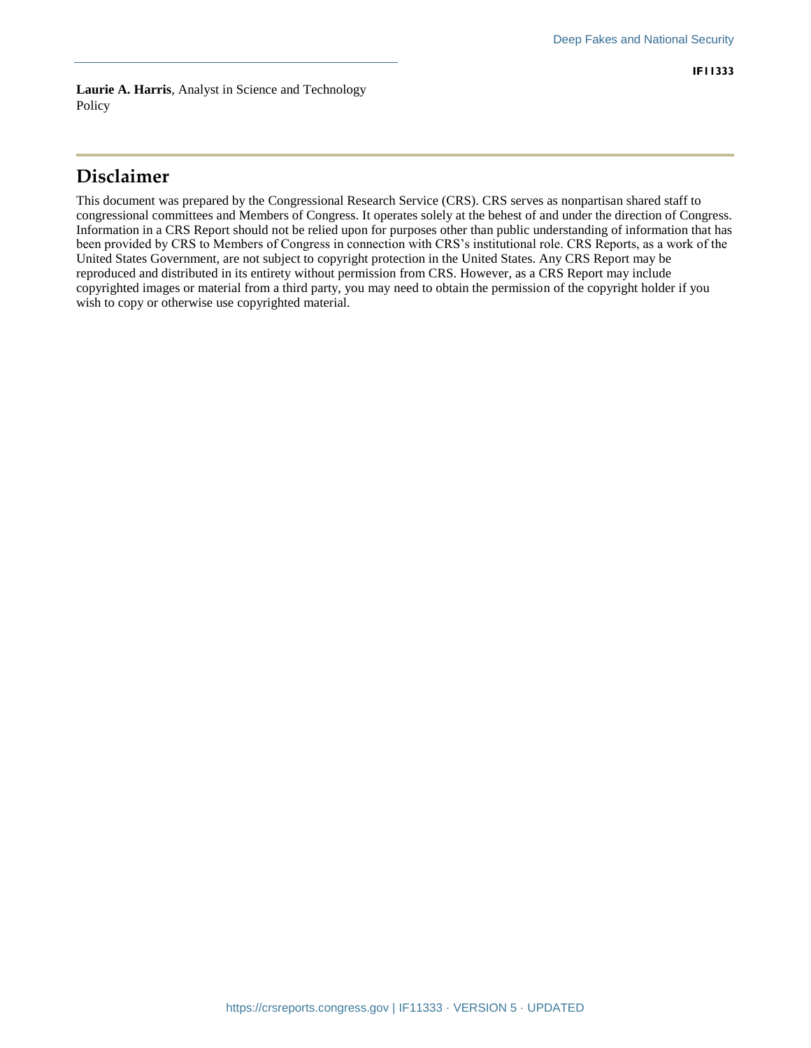**Laurie A. Harris**, Analyst in Science and Technology Policy

IF11333

## Disclaimer

This document was prepared by the Congressional Research Service (CRS). CRS serves as nonpartisan shared staff to congressional committees and Members of Congress. It operates solely at the behest of and under the direction of Congress. Information in a CRS Report should not be relied upon for purposes other than public understanding of information that has been provided by CRS to Members of Congress in connection with CRS's institutional role. CRS Reports, as a work of the United States Government, are not subject to copyright protection in the United States. Any CRS Report may be reproduced and distributed in its entirety without permission from CRS. However, as a CRS Report may include copyrighted images or material from a third party, you may need to obtain the permission of the copyright holder if you wish to copy or otherwise use copyrighted material.